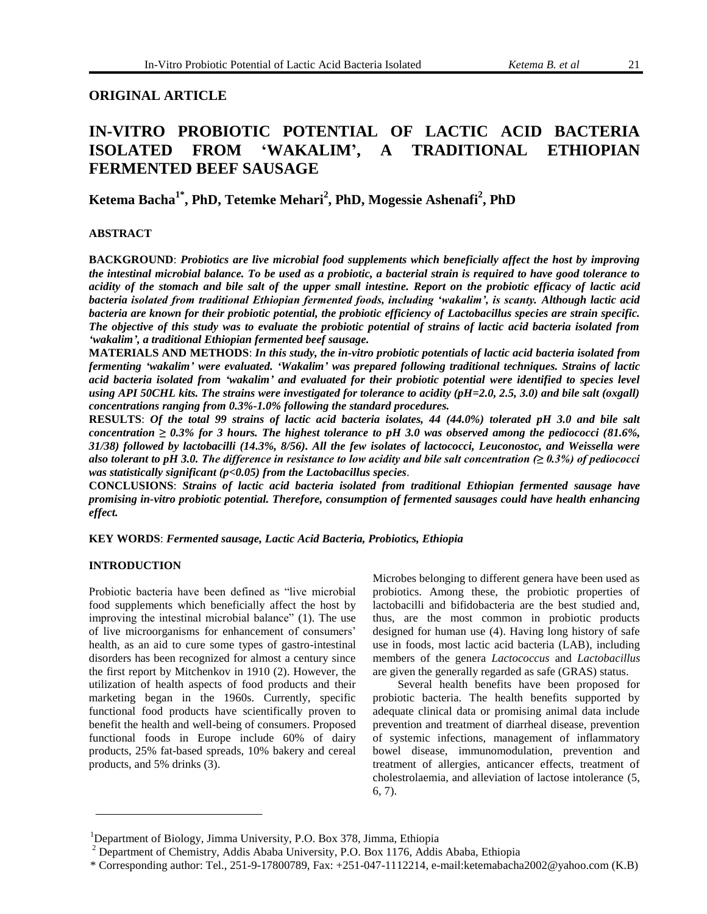**ORIGINAL ARTICLE**

# IN-VITRO PROBIOTIC POTENTIAL OF LACTIC ACID BACTERIA ISOLATED FROM 'WAKALIM', A TRADITIONAL ETHIOPIAN FERMENTED BEEF SAUSAGE

**Ketema Bacha[1*], PhD, Tetemke Mehari[2], PhD, Mogessie Ashenafi[2], PhD**

## ABSTRACT

**BACKGROUND**: ***Probiotics are live microbial food supplements which beneficially affect the host by improving the intestinal microbial balance. To be used as a probiotic, a bacterial strain is required to have good tolerance to acidity of the stomach and bile salt of the upper small intestine. Report on the probiotic efficacy of lactic acid bacteria isolated from traditional Ethiopian fermented foods, including 'wakalim', is scanty. Although lactic acid bacteria are known for their probiotic potential, the probiotic efficiency of Lactobacillus species are strain specific. The objective of this study was to evaluate the probiotic potential of strains of lactic acid bacteria isolated from 'wakalim', a traditional Ethiopian fermented beef sausage.***

**MATERIALS AND METHODS**: ***In this study, the in-vitro probiotic potentials of lactic acid bacteria isolated from fermenting 'wakalim' were evaluated. 'Wakalim' was prepared following traditional techniques. Strains of lactic acid bacteria isolated from 'wakalim' and evaluated for their probiotic potential were identified to species level using API 50CHL kits. The strains were investigated for tolerance to acidity (pH=2.0, 2.5, 3.0) and bile salt (oxgall) concentrations ranging from 0.3%-1.0% following the standard procedures.***

**RESULTS**: ***Of the total 99 strains of lactic acid bacteria isolates, 44 (44.0%) tolerated pH 3.0 and bile salt concentration ≥ 0.3% for 3 hours. The highest tolerance to pH 3.0 was observed among the pediococci (81.6%, 31/38) followed by lactobacilli (14.3%, 8/56). All the few isolates of lactococci, Leuconostoc, and Weissella were also tolerant to pH 3.0. The difference in resistance to low acidity and bile salt concentration (≥ 0.3%) of pediococci was statistically significant ($p<0.05$) from the Lactobacillus species.***

**CONCLUSIONS**: ***Strains of lactic acid bacteria isolated from traditional Ethiopian fermented sausage have promising in-vitro probiotic potential. Therefore, consumption of fermented sausages could have health enhancing effect.***

**KEY WORDS**: ***Fermented sausage, Lactic Acid Bacteria, Probiotics, Ethiopia***

## INTRODUCTION

Probiotic bacteria have been defined as "live microbial food supplements which beneficially affect the host by improving the intestinal microbial balance" (1). The use of live microorganisms for enhancement of consumers' health, as an aid to cure some types of gastro-intestinal disorders has been recognized for almost a century since the first report by Mitchenkov in 1910 (2). However, the utilization of health aspects of food products and their marketing began in the 1960s. Currently, specific functional food products have scientifically proven to benefit the health and well-being of consumers. Proposed functional foods in Europe include 60% of dairy products, 25% fat-based spreads, 10% bakery and cereal products, and 5% drinks (3).

Microbes belonging to different genera have been used as probiotics. Among these, the probiotic properties of lactobacilli and bifidobacteria are the best studied and, thus, are the most common in probiotic products designed for human use (4). Having long history of safe use in foods, most lactic acid bacteria (LAB), including members of the genera *Lactococcus* and *Lactobacillus* are given the generally regarded as safe (GRAS) status.

Several health benefits have been proposed for probiotic bacteria. The health benefits supported by adequate clinical data or promising animal data include prevention and treatment of diarrheal disease, prevention of systemic infections, management of inflammatory bowel disease, immunomodulation, prevention and treatment of allergies, anticancer effects, treatment of cholestrolaemia, and alleviation of lactose intolerance (5, 6, 7).

---

[1]Department of Biology, Jimma University, P.O. Box 378, Jimma, Ethiopia

[2] Department of Chemistry, Addis Ababa University, P.O. Box 1176, Addis Ababa, Ethiopia

\* Corresponding author: Tel., 251-9-17800789, Fax: +251-047-1112214, e-mail:ketemabacha2002@yahoo.com (K.B)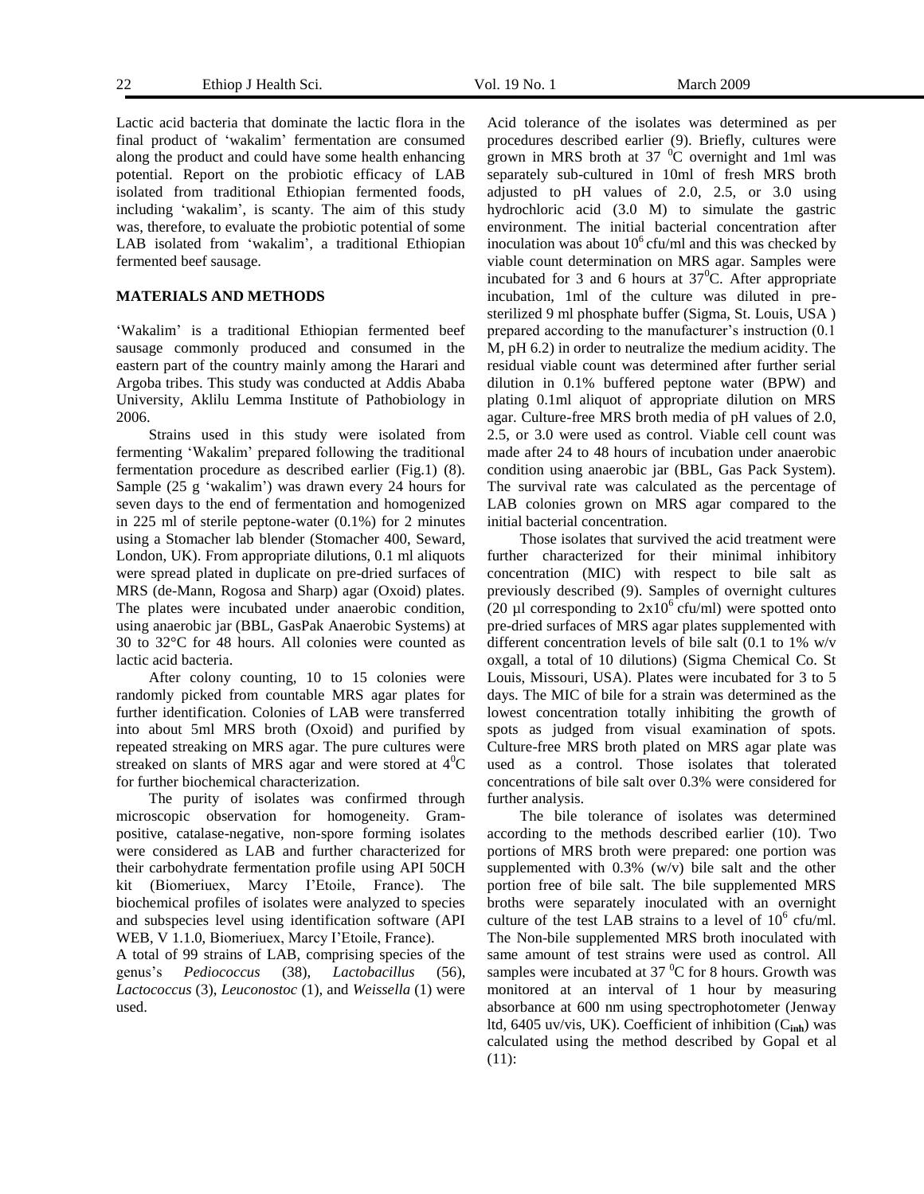Lactic acid bacteria that dominate the lactic flora in the final product of 'wakalim' fermentation are consumed along the product and could have some health enhancing potential. Report on the probiotic efficacy of LAB isolated from traditional Ethiopian fermented foods, including 'wakalim', is scanty. The aim of this study was, therefore, to evaluate the probiotic potential of some LAB isolated from 'wakalim', a traditional Ethiopian fermented beef sausage.

## MATERIALS AND METHODS

'Wakalim' is a traditional Ethiopian fermented beef sausage commonly produced and consumed in the eastern part of the country mainly among the Harari and Argoba tribes. This study was conducted at Addis Ababa University, Aklilu Lemma Institute of Pathobiology in 2006.

Strains used in this study were isolated from fermenting 'Wakalim' prepared following the traditional fermentation procedure as described earlier (Fig.1) (8). Sample (25 g 'wakalim') was drawn every 24 hours for seven days to the end of fermentation and homogenized in 225 ml of sterile peptone-water (0.1%) for 2 minutes using a Stomacher lab blender (Stomacher 400, Seward, London, UK). From appropriate dilutions, 0.1 ml aliquots were spread plated in duplicate on pre-dried surfaces of MRS (de-Mann, Rogosa and Sharp) agar (Oxoid) plates. The plates were incubated under anaerobic condition, using anaerobic jar (BBL, GasPak Anaerobic Systems) at 30 to 32°C for 48 hours. All colonies were counted as lactic acid bacteria.

After colony counting, 10 to 15 colonies were randomly picked from countable MRS agar plates for further identification. Colonies of LAB were transferred into about 5ml MRS broth (Oxoid) and purified by repeated streaking on MRS agar. The pure cultures were streaked on slants of MRS agar and were stored at $4^0$C for further biochemical characterization.

The purity of isolates was confirmed through microscopic observation for homogeneity. Gram-positive, catalase-negative, non-spore forming isolates were considered as LAB and further characterized for their carbohydrate fermentation profile using API 50CH kit (Biomeriuex, Marcy I'Etoile, France). The biochemical profiles of isolates were analyzed to species and subspecies level using identification software (API WEB, V 1.1.0, Biomeriuex, Marcy I'Etoile, France).

A total of 99 strains of LAB, comprising species of the genus's *Pediococcus* (38), *Lactobacillus* (56), *Lactococcus* (3), *Leuconostoc* (1), and *Weissella* (1) were used.

Acid tolerance of the isolates was determined as per procedures described earlier (9). Briefly, cultures were grown in MRS broth at 37 $^0$C overnight and 1ml was separately sub-cultured in 10ml of fresh MRS broth adjusted to pH values of 2.0, 2.5, or 3.0 using hydrochloric acid (3.0 M) to simulate the gastric environment. The initial bacterial concentration after inoculation was about $10^6$ cfu/ml and this was checked by viable count determination on MRS agar. Samples were incubated for 3 and 6 hours at $37^0$C. After appropriate incubation, 1ml of the culture was diluted in pre-sterilized 9 ml phosphate buffer (Sigma, St. Louis, USA ) prepared according to the manufacturer's instruction (0.1 M, pH 6.2) in order to neutralize the medium acidity. The residual viable count was determined after further serial dilution in 0.1% buffered peptone water (BPW) and plating 0.1ml aliquot of appropriate dilution on MRS agar. Culture-free MRS broth media of pH values of 2.0, 2.5, or 3.0 were used as control. Viable cell count was made after 24 to 48 hours of incubation under anaerobic condition using anaerobic jar (BBL, Gas Pack System). The survival rate was calculated as the percentage of LAB colonies grown on MRS agar compared to the initial bacterial concentration.

Those isolates that survived the acid treatment were further characterized for their minimal inhibitory concentration (MIC) with respect to bile salt as previously described (9). Samples of overnight cultures (20 µl corresponding to $2x10^6$ cfu/ml) were spotted onto pre-dried surfaces of MRS agar plates supplemented with different concentration levels of bile salt (0.1 to 1% w/v oxgall, a total of 10 dilutions) (Sigma Chemical Co. St Louis, Missouri, USA). Plates were incubated for 3 to 5 days. The MIC of bile for a strain was determined as the lowest concentration totally inhibiting the growth of spots as judged from visual examination of spots. Culture-free MRS broth plated on MRS agar plate was used as a control. Those isolates that tolerated concentrations of bile salt over 0.3% were considered for further analysis.

The bile tolerance of isolates was determined according to the methods described earlier (10). Two portions of MRS broth were prepared: one portion was supplemented with 0.3% (w/v) bile salt and the other portion free of bile salt. The bile supplemented MRS broths were separately inoculated with an overnight culture of the test LAB strains to a level of $10^6$ cfu/ml. The Non-bile supplemented MRS broth inoculated with same amount of test strains were used as control. All samples were incubated at 37 $^0$C for 8 hours. Growth was monitored at an interval of 1 hour by measuring absorbance at 600 nm using spectrophotometer (Jenway ltd, 6405 uv/vis, UK). Coefficient of inhibition ($C_{inh}$) was calculated using the method described by Gopal et al (11):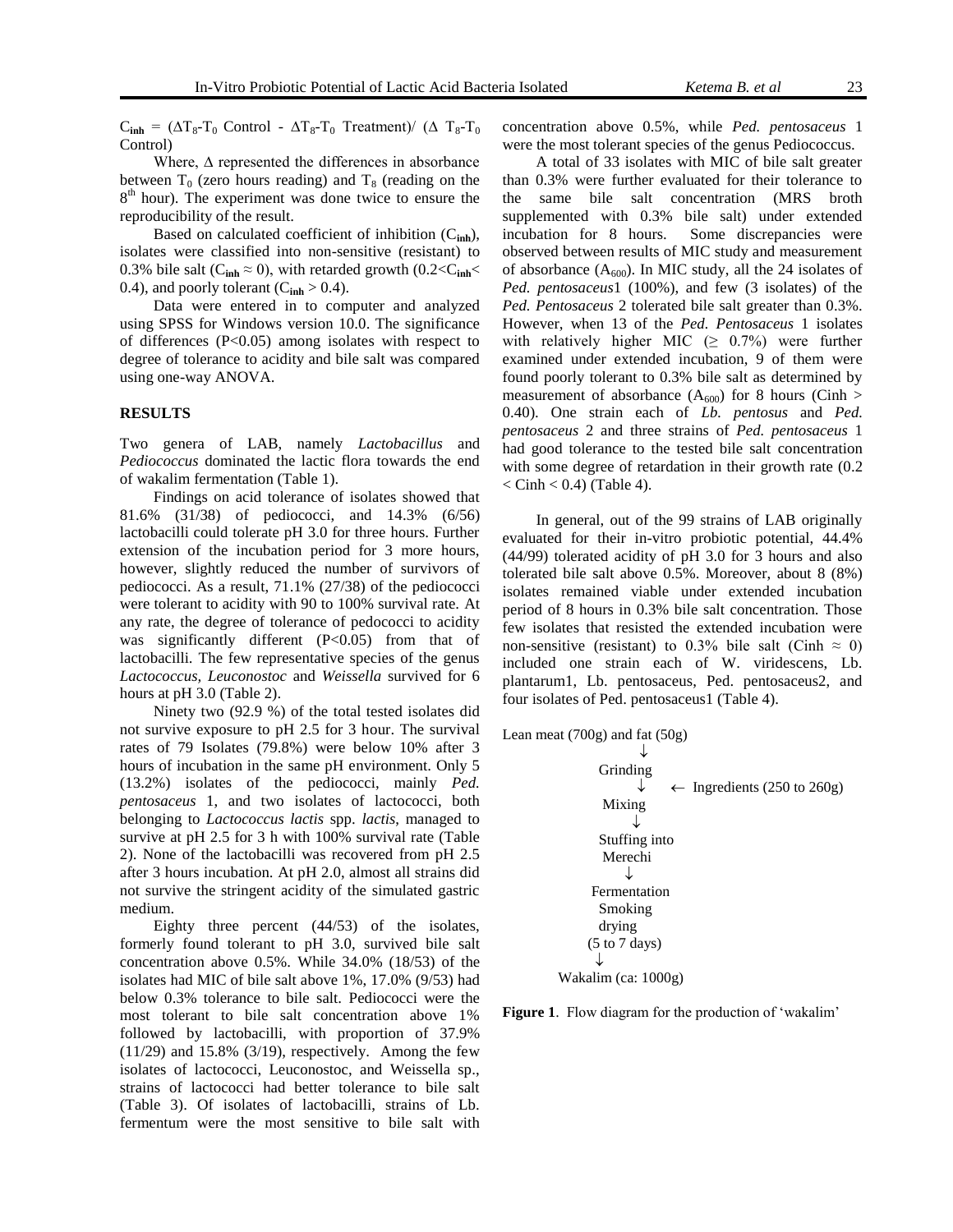$C_{inh} = (\Delta T_8\text{-}T_0 \text{ Control} - \Delta T_8\text{-}T_0 \text{ Treatment}) / (\Delta T_8\text{-}T_0 \text{ Control})$

Where, Δ represented the differences in absorbance between $T_0$ (zero hours reading) and $T_8$ (reading on the 8th hour). The experiment was done twice to ensure the reproducibility of the result.

Based on calculated coefficient of inhibition ($C_{inh}$), isolates were classified into non-sensitive (resistant) to 0.3% bile salt ($C_{inh} \approx 0$), with retarded growth ($0.2 < C_{inh} < 0.4$), and poorly tolerant ($C_{inh} > 0.4$).

Data were entered in to computer and analyzed using SPSS for Windows version 10.0. The significance of differences ($P<0.05$) among isolates with respect to degree of tolerance to acidity and bile salt was compared using one-way ANOVA.

## RESULTS

Two genera of LAB, namely *Lactobacillus* and *Pediococcus* dominated the lactic flora towards the end of wakalim fermentation (Table 1).

Findings on acid tolerance of isolates showed that 81.6% (31/38) of pediococci, and 14.3% (6/56) lactobacilli could tolerate pH 3.0 for three hours. Further extension of the incubation period for 3 more hours, however, slightly reduced the number of survivors of pediococci. As a result, 71.1% (27/38) of the pediococci were tolerant to acidity with 90 to 100% survival rate. At any rate, the degree of tolerance of pedococci to acidity was significantly different ($P<0.05$) from that of lactobacilli. The few representative species of the genus *Lactococcus*, *Leuconostoc* and *Weissella* survived for 6 hours at pH 3.0 (Table 2).

Ninety two (92.9 %) of the total tested isolates did not survive exposure to pH 2.5 for 3 hour. The survival rates of 79 Isolates (79.8%) were below 10% after 3 hours of incubation in the same pH environment. Only 5 (13.2%) isolates of the pediococci, mainly *Ped. pentosaceus* 1, and two isolates of lactococci, both belonging to *Lactococcus lactis* spp. *lactis*, managed to survive at pH 2.5 for 3 h with 100% survival rate (Table 2). None of the lactobacilli was recovered from pH 2.5 after 3 hours incubation. At pH 2.0, almost all strains did not survive the stringent acidity of the simulated gastric medium.

Eighty three percent (44/53) of the isolates, formerly found tolerant to pH 3.0, survived bile salt concentration above 0.5%. While 34.0% (18/53) of the isolates had MIC of bile salt above 1%, 17.0% (9/53) had below 0.3% tolerance to bile salt. Pediococci were the most tolerant to bile salt concentration above 1% followed by lactobacilli, with proportion of 37.9% (11/29) and 15.8% (3/19), respectively. Among the few isolates of lactococci, Leuconostoc, and Weissella sp., strains of lactococci had better tolerance to bile salt (Table 3). Of isolates of lactobacilli, strains of Lb. fermentum were the most sensitive to bile salt with concentration above 0.5%, while *Ped. pentosaceus* 1 were the most tolerant species of the genus Pediococcus.

A total of 33 isolates with MIC of bile salt greater than 0.3% were further evaluated for their tolerance to the same bile salt concentration (MRS broth supplemented with 0.3% bile salt) under extended incubation for 8 hours. Some discrepancies were observed between results of MIC study and measurement of absorbance ($A_{600}$). In MIC study, all the 24 isolates of *Ped. pentosaceus*1 (100%), and few (3 isolates) of the *Ped. Pentosaceus* 2 tolerated bile salt greater than 0.3%. However, when 13 of the *Ped. Pentosaceus* 1 isolates with relatively higher MIC (≥ 0.7%) were further examined under extended incubation, 9 of them were found poorly tolerant to 0.3% bile salt as determined by measurement of absorbance ($A_{600}$) for 8 hours (Cinh > 0.40). One strain each of *Lb. pentosus* and *Ped. pentosaceus* 2 and three strains of *Ped. pentosaceus* 1 had good tolerance to the tested bile salt concentration with some degree of retardation in their growth rate (0.2 < Cinh < 0.4) (Table 4).

In general, out of the 99 strains of LAB originally evaluated for their in-vitro probiotic potential, 44.4% (44/99) tolerated acidity of pH 3.0 for 3 hours and also tolerated bile salt above 0.5%. Moreover, about 8 (8%) isolates remained viable under extended incubation period of 8 hours in 0.3% bile salt concentration. Those few isolates that resisted the extended incubation were non-sensitive (resistant) to 0.3% bile salt (Cinh ≈ 0) included one strain each of W. viridescens, Lb. plantarum1, Lb. pentosaceus, Ped. pentosaceus2, and four isolates of Ped. pentosaceus1 (Table 4).

```
Lean meat (700g) and fat (50g)
            ↓
         Grinding
            ↓      ← Ingredients (250 to 260g)
          Mixing
            ↓
       Stuffing into
          Merechi
            ↓
       Fermentation
          Smoking
          drying
       (5 to 7 days)
            ↓
    Wakalim (ca: 1000g)
```

**Figure 1**. Flow diagram for the production of 'wakalim'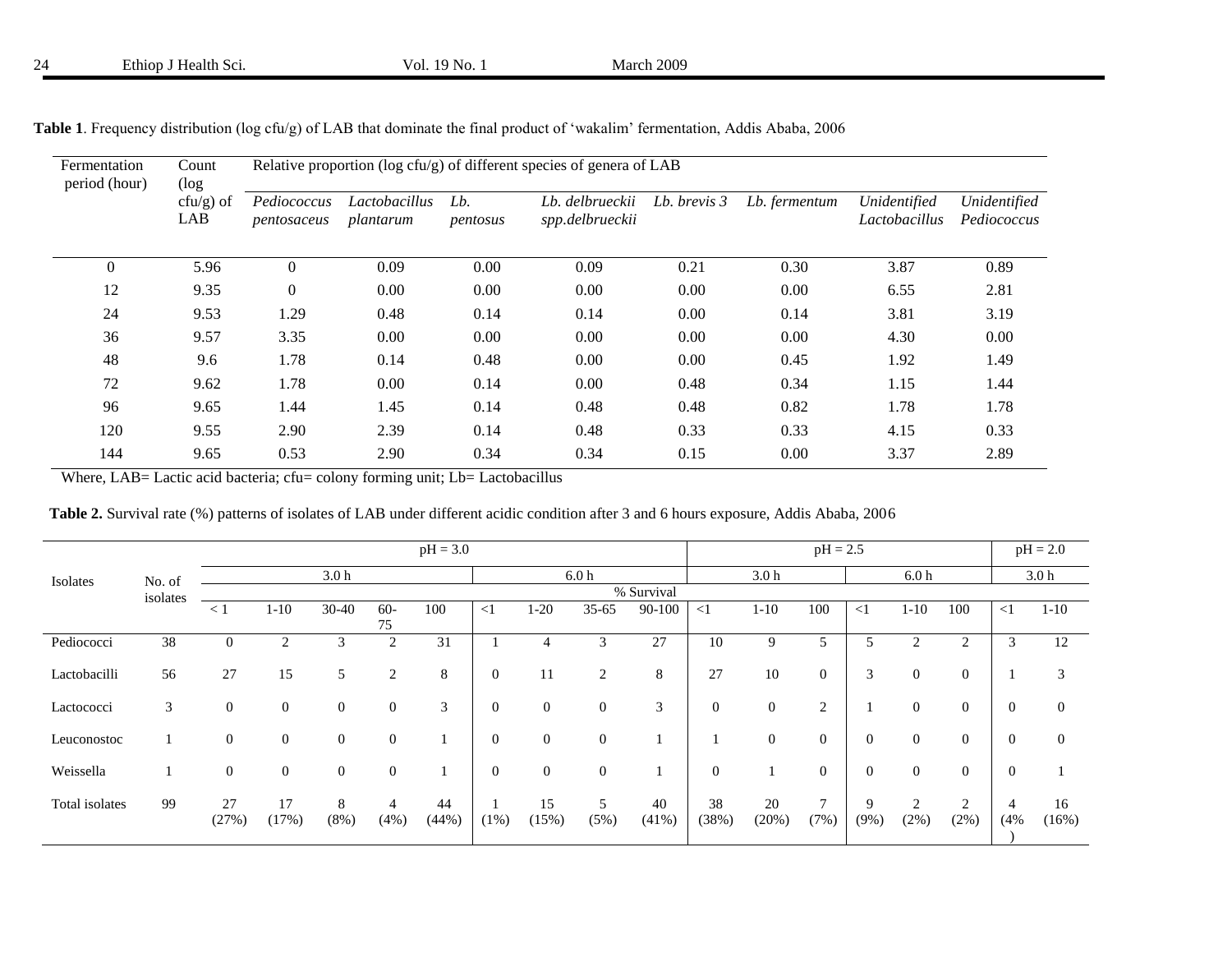**Table 1**. Frequency distribution (log cfu/g) of LAB that dominate the final product of 'wakalim' fermentation, Addis Ababa, 2006

| Fermentation period (hour) | Count (log cfu/g) of LAB | Relative proportion (log cfu/g) of different species of genera of LAB | | | | | | | |
|---|---|---|---|---|---|---|---|---|---|
| | | *Pediococcus pentosaceus* | *Lactobacillus plantarum* | *Lb. pentosus* | *Lb. delbrueckii spp.delbrueckii* | *Lb. brevis 3* | *Lb. fermentum* | *Unidentified Lactobacillus* | *Unidentified Pediococcus* |
| 0 | 5.96 | 0 | 0.09 | 0.00 | 0.09 | 0.21 | 0.30 | 3.87 | 0.89 |
| 12 | 9.35 | 0 | 0.00 | 0.00 | 0.00 | 0.00 | 0.00 | 6.55 | 2.81 |
| 24 | 9.53 | 1.29 | 0.48 | 0.14 | 0.14 | 0.00 | 0.14 | 3.81 | 3.19 |
| 36 | 9.57 | 3.35 | 0.00 | 0.00 | 0.00 | 0.00 | 0.00 | 4.30 | 0.00 |
| 48 | 9.6 | 1.78 | 0.14 | 0.48 | 0.00 | 0.00 | 0.45 | 1.92 | 1.49 |
| 72 | 9.62 | 1.78 | 0.00 | 0.14 | 0.00 | 0.48 | 0.34 | 1.15 | 1.44 |
| 96 | 9.65 | 1.44 | 1.45 | 0.14 | 0.48 | 0.48 | 0.82 | 1.78 | 1.78 |
| 120 | 9.55 | 2.90 | 2.39 | 0.14 | 0.48 | 0.33 | 0.33 | 4.15 | 0.33 |
| 144 | 9.65 | 0.53 | 2.90 | 0.34 | 0.34 | 0.15 | 0.00 | 3.37 | 2.89 |

Where, LAB= Lactic acid bacteria; cfu= colony forming unit; Lb= Lactobacillus

**Table 2.** Survival rate (%) patterns of isolates of LAB under different acidic condition after 3 and 6 hours exposure, Addis Ababa, 2006

| Isolates | No. of isolates | pH = 3.0 | | | | | | | | | pH = 2.5 | | | | | | pH = 2.0 | |
|---|---|---|---|---|---|---|---|---|---|---|---|---|---|---|---|---|---|---|
| | | 3.0 h | | | | | 6.0 h | | | | 3.0 h | | | 6.0 h | | | 3.0 h | |
| | | % Survival | | | | | | | | | | | | | | | | |
| | | < 1 | 1-10 | 30-40 | 60-75 | 100 | <1 | 1-20 | 35-65 | 90-100 | <1 | 1-10 | 100 | <1 | 1-10 | 100 | <1 | 1-10 |
| Pediococci | 38 | 0 | 2 | 3 | 2 | 31 | 1 | 4 | 3 | 27 | 10 | 9 | 5 | 5 | 2 | 2 | 3 | 12 |
| Lactobacilli | 56 | 27 | 15 | 5 | 2 | 8 | 0 | 11 | 2 | 8 | 27 | 10 | 0 | 3 | 0 | 0 | 1 | 3 |
| Lactococci | 3 | 0 | 0 | 0 | 0 | 3 | 0 | 0 | 0 | 3 | 0 | 0 | 2 | 1 | 0 | 0 | 0 | 0 |
| Leuconostoc | 1 | 0 | 0 | 0 | 0 | 1 | 0 | 0 | 0 | 1 | 1 | 0 | 0 | 0 | 0 | 0 | 0 | 0 |
| Weissella | 1 | 0 | 0 | 0 | 0 | 1 | 0 | 0 | 0 | 1 | 0 | 1 | 0 | 0 | 0 | 0 | 0 | 1 |
| Total isolates | 99 | 27 (27%) | 17 (17%) | 8 (8%) | 4 (4%) | 44 (44%) | 1 (1%) | 15 (15%) | 5 (5%) | 40 (41%) | 38 (38%) | 20 (20%) | 7 (7%) | 9 (9%) | 2 (2%) | 2 (2%) | 4 (4%) | 16 (16%) |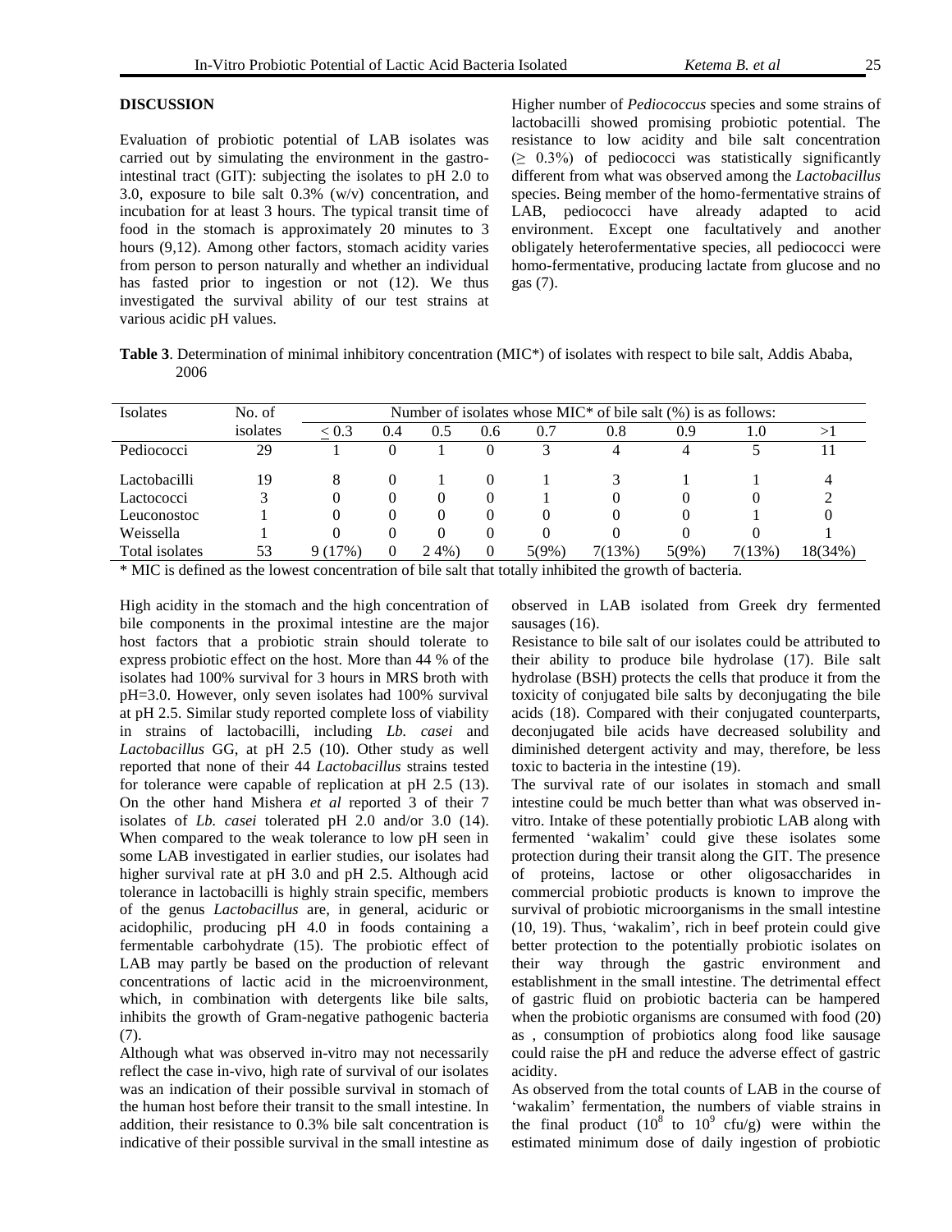## DISCUSSION

Evaluation of probiotic potential of LAB isolates was carried out by simulating the environment in the gastro-intestinal tract (GIT): subjecting the isolates to pH 2.0 to 3.0, exposure to bile salt 0.3% (w/v) concentration, and incubation for at least 3 hours. The typical transit time of food in the stomach is approximately 20 minutes to 3 hours (9,12). Among other factors, stomach acidity varies from person to person naturally and whether an individual has fasted prior to ingestion or not (12). We thus investigated the survival ability of our test strains at various acidic pH values.

Higher number of *Pediococcus* species and some strains of lactobacilli showed promising probiotic potential. The resistance to low acidity and bile salt concentration (≥ 0.3%) of pediococci was statistically significantly different from what was observed among the *Lactobacillus* species. Being member of the homo-fermentative strains of LAB, pediococci have already adapted to acid environment. Except one facultatively and another obligately heterofermentative species, all pediococci were homo-fermentative, producing lactate from glucose and no gas (7).

**Table 3**. Determination of minimal inhibitory concentration (MIC*) of isolates with respect to bile salt, Addis Ababa, 2006

| Isolates | No. of isolates | Number of isolates whose MIC* of bile salt (%) is as follows: | | | | | | | | |
|---|---|---|---|---|---|---|---|---|---|---|
| | | ≤ 0.3 | 0.4 | 0.5 | 0.6 | 0.7 | 0.8 | 0.9 | 1.0 | >1 |
| Pediococci | 29 | 1 | 0 | 1 | 0 | 3 | 4 | 4 | 5 | 11 |
| Lactobacilli | 19 | 8 | 0 | 1 | 0 | 1 | 3 | 1 | 1 | 4 |
| Lactococci | 3 | 0 | 0 | 0 | 0 | 1 | 0 | 0 | 0 | 2 |
| Leuconostoc | 1 | 0 | 0 | 0 | 0 | 0 | 0 | 0 | 1 | 0 |
| Weissella | 1 | 0 | 0 | 0 | 0 | 0 | 0 | 0 | 0 | 1 |
| Total isolates | 53 | 9 (17%) | 0 | 2 4%) | 0 | 5(9%) | 7(13%) | 5(9%) | 7(13%) | 18(34%) |

\* MIC is defined as the lowest concentration of bile salt that totally inhibited the growth of bacteria.

High acidity in the stomach and the high concentration of bile components in the proximal intestine are the major host factors that a probiotic strain should tolerate to express probiotic effect on the host. More than 44 % of the isolates had 100% survival for 3 hours in MRS broth with pH=3.0. However, only seven isolates had 100% survival at pH 2.5. Similar study reported complete loss of viability in strains of lactobacilli, including *Lb. casei* and *Lactobacillus* GG, at pH 2.5 (10). Other study as well reported that none of their 44 *Lactobacillus* strains tested for tolerance were capable of replication at pH 2.5 (13). On the other hand Mishera *et al* reported 3 of their 7 isolates of *Lb. casei* tolerated pH 2.0 and/or 3.0 (14). When compared to the weak tolerance to low pH seen in some LAB investigated in earlier studies, our isolates had higher survival rate at pH 3.0 and pH 2.5. Although acid tolerance in lactobacilli is highly strain specific, members of the genus *Lactobacillus* are, in general, aciduric or acidophilic, producing pH 4.0 in foods containing a fermentable carbohydrate (15). The probiotic effect of LAB may partly be based on the production of relevant concentrations of lactic acid in the microenvironment, which, in combination with detergents like bile salts, inhibits the growth of Gram-negative pathogenic bacteria (7).

Although what was observed in-vitro may not necessarily reflect the case in-vivo, high rate of survival of our isolates was an indication of their possible survival in stomach of the human host before their transit to the small intestine. In addition, their resistance to 0.3% bile salt concentration is indicative of their possible survival in the small intestine as observed in LAB isolated from Greek dry fermented sausages (16).

Resistance to bile salt of our isolates could be attributed to their ability to produce bile hydrolase (17). Bile salt hydrolase (BSH) protects the cells that produce it from the toxicity of conjugated bile salts by deconjugating the bile acids (18). Compared with their conjugated counterparts, deconjugated bile acids have decreased solubility and diminished detergent activity and may, therefore, be less toxic to bacteria in the intestine (19).

The survival rate of our isolates in stomach and small intestine could be much better than what was observed in-vitro. Intake of these potentially probiotic LAB along with fermented 'wakalim' could give these isolates some protection during their transit along the GIT. The presence of proteins, lactose or other oligosaccharides in commercial probiotic products is known to improve the survival of probiotic microorganisms in the small intestine (10, 19). Thus, 'wakalim', rich in beef protein could give better protection to the potentially probiotic isolates on their way through the gastric environment and establishment in the small intestine. The detrimental effect of gastric fluid on probiotic bacteria can be hampered when the probiotic organisms are consumed with food (20) as , consumption of probiotics along food like sausage could raise the pH and reduce the adverse effect of gastric acidity.

As observed from the total counts of LAB in the course of 'wakalim' fermentation, the numbers of viable strains in the final product ($10^8$ to $10^9$ cfu/g) were within the estimated minimum dose of daily ingestion of probiotic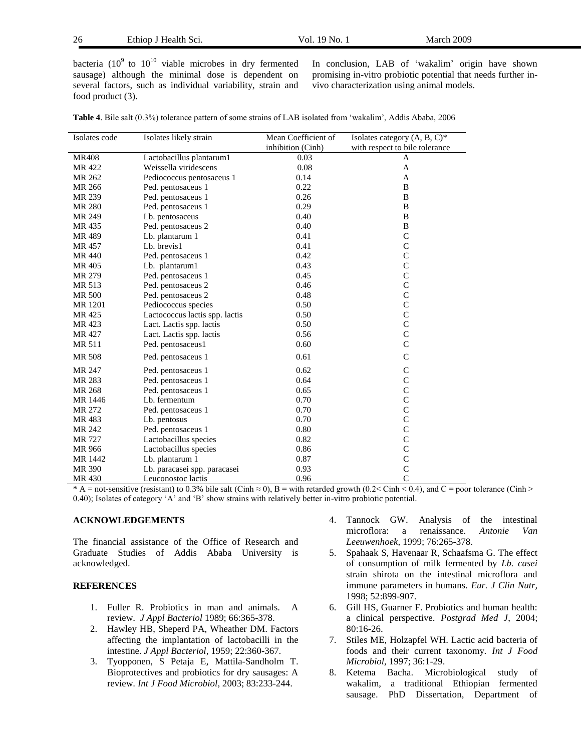bacteria ($10^9$ to $10^{10}$ viable microbes in dry fermented sausage) although the minimal dose is dependent on several factors, such as individual variability, strain and food product (3).

In conclusion, LAB of 'wakalim' origin have shown promising in-vitro probiotic potential that needs further in-vivo characterization using animal models.

**Table 4**. Bile salt (0.3%) tolerance pattern of some strains of LAB isolated from 'wakalim', Addis Ababa, 2006

| Isolates code | Isolates likely strain | Mean Coefficient of inhibition (Cinh) | Isolates category (A, B, C)* with respect to bile tolerance |
|---|---|---|---|
| MR408 | Lactobacillus plantarum1 | 0.03 | A |
| MR 422 | Weissella viridescens | 0.08 | A |
| MR 262 | Pediococcus pentosaceus 1 | 0.14 | A |
| MR 266 | Ped. pentosaceus 1 | 0.22 | B |
| MR 239 | Ped. pentosaceus 1 | 0.26 | B |
| MR 280 | Ped. pentosaceus 1 | 0.29 | B |
| MR 249 | Lb. pentosaceus | 0.40 | B |
| MR 435 | Ped. pentosaceus 2 | 0.40 | B |
| MR 489 | Lb. plantarum 1 | 0.41 | C |
| MR 457 | Lb. brevis1 | 0.41 | C |
| MR 440 | Ped. pentosaceus 1 | 0.42 | C |
| MR 405 | Lb. plantarum1 | 0.43 | C |
| MR 279 | Ped. pentosaceus 1 | 0.45 | C |
| MR 513 | Ped. pentosaceus 2 | 0.46 | C |
| MR 500 | Ped. pentosaceus 2 | 0.48 | C |
| MR 1201 | Pediococcus species | 0.50 | C |
| MR 425 | Lactococcus lactis spp. lactis | 0.50 | C |
| MR 423 | Lact. Lactis spp. lactis | 0.50 | C |
| MR 427 | Lact. Lactis spp. lactis | 0.56 | C |
| MR 511 | Ped. pentosaceus1 | 0.60 | C |
| MR 508 | Ped. pentosaceus 1 | 0.61 | C |
| MR 247 | Ped. pentosaceus 1 | 0.62 | C |
| MR 283 | Ped. pentosaceus 1 | 0.64 | C |
| MR 268 | Ped. pentosaceus 1 | 0.65 | C |
| MR 1446 | Lb. fermentum | 0.70 | C |
| MR 272 | Ped. pentosaceus 1 | 0.70 | C |
| MR 483 | Lb. pentosus | 0.70 | C |
| MR 242 | Ped. pentosaceus 1 | 0.80 | C |
| MR 727 | Lactobacillus species | 0.82 | C |
| MR 966 | Lactobacillus species | 0.86 | C |
| MR 1442 | Lb. plantarum 1 | 0.87 | C |
| MR 390 | Lb. paracasei spp. paracasei | 0.93 | C |
| MR 430 | Leuconostoc lactis | 0.96 | C |

* A = not-sensitive (resistant) to 0.3% bile salt (Cinh ≈ 0), B = with retarded growth (0.2< Cinh < 0.4), and C = poor tolerance (Cinh > 0.40); Isolates of category 'A' and 'B' show strains with relatively better in-vitro probiotic potential.

## ACKNOWLEDGEMENTS

The financial assistance of the Office of Research and Graduate Studies of Addis Ababa University is acknowledged.

## REFERENCES

1. Fuller R. Probiotics in man and animals. A review. *J Appl Bacteriol* 1989; 66:365-378.
2. Hawley HB, Sheperd PA, Wheather DM. Factors affecting the implantation of lactobacilli in the intestine. *J Appl Bacteriol*, 1959; 22:360-367.
3. Tyopponen, S Petaja E, Mattila-Sandholm T. Bioprotectives and probiotics for dry sausages: A review. *Int J Food Microbiol*, 2003; 83:233-244.
4. Tannock GW. Analysis of the intestinal microflora: a renaissance. *Antonie Van Leeuwenhoek*, 1999; 76:265-378.
5. Spahaak S, Havenaar R, Schaafsma G. The effect of consumption of milk fermented by *Lb. casei* strain shirota on the intestinal microflora and immune parameters in humans. *Eur. J Clin Nutr*, 1998; 52:899-907.
6. Gill HS, Guarner F. Probiotics and human health: a clinical perspective. *Postgrad Med J*, 2004; 80:16-26.
7. Stiles ME, Holzapfel WH. Lactic acid bacteria of foods and their current taxonomy. *Int J Food Microbiol*, 1997; 36:1-29.
8. Ketema Bacha. Microbiological study of wakalim, a traditional Ethiopian fermented sausage. PhD Dissertation, Department of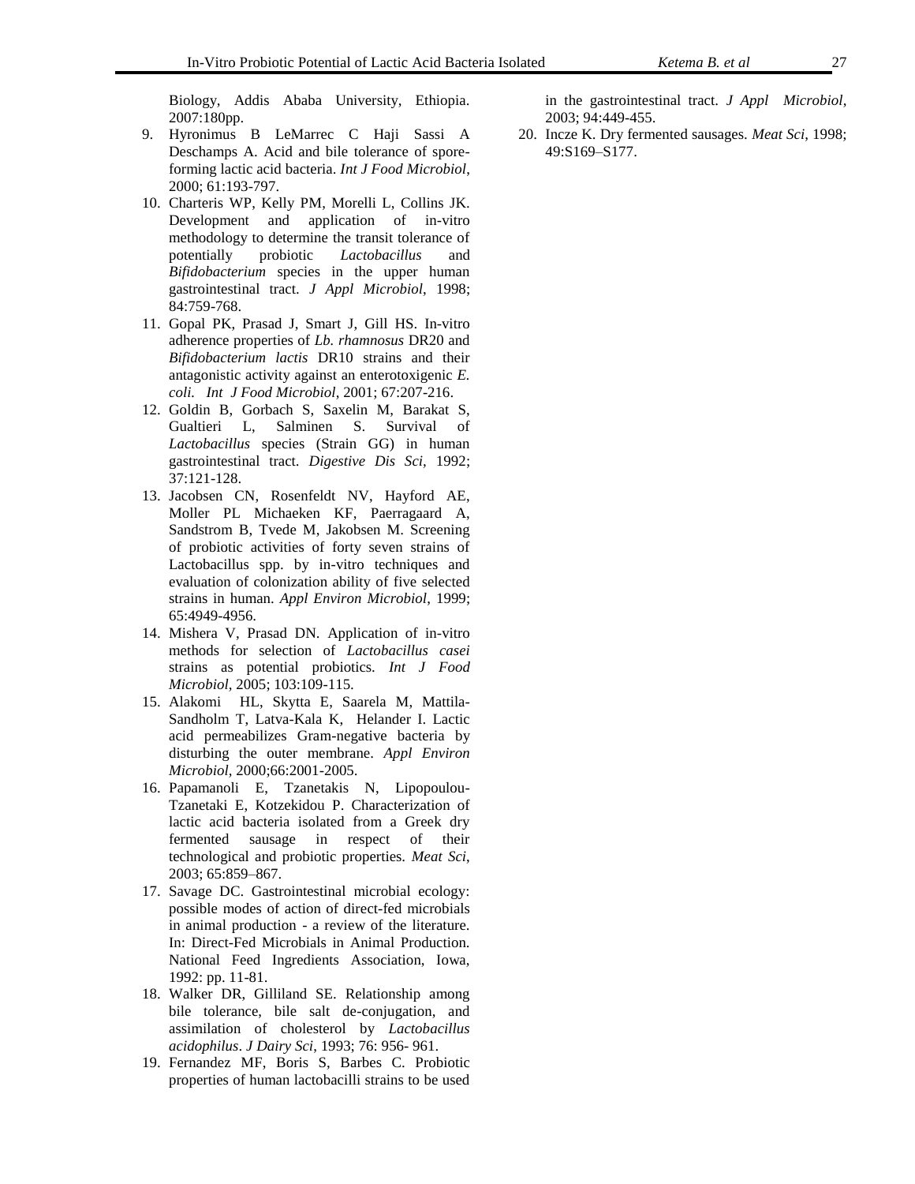Biology, Addis Ababa University, Ethiopia. 2007:180pp.

9. Hyronimus B LeMarrec C Haji Sassi A Deschamps A. Acid and bile tolerance of spore-forming lactic acid bacteria. *Int J Food Microbiol*, 2000; 61:193-797.
10. Charteris WP, Kelly PM, Morelli L, Collins JK. Development and application of in-vitro methodology to determine the transit tolerance of potentially probiotic *Lactobacillus* and *Bifidobacterium* species in the upper human gastrointestinal tract. *J Appl Microbiol*, 1998; 84:759-768.
11. Gopal PK, Prasad J, Smart J, Gill HS. In-vitro adherence properties of *Lb. rhamnosus* DR20 and *Bifidobacterium lactis* DR10 strains and their antagonistic activity against an enterotoxigenic *E. coli*. *Int J Food Microbiol*, 2001; 67:207-216.
12. Goldin B, Gorbach S, Saxelin M, Barakat S, Gualtieri L, Salminen S. Survival of *Lactobacillus* species (Strain GG) in human gastrointestinal tract. *Digestive Dis Sci*, 1992; 37:121-128.
13. Jacobsen CN, Rosenfeldt NV, Hayford AE, Moller PL Michaeken KF, Paerragaard A, Sandstrom B, Tvede M, Jakobsen M. Screening of probiotic activities of forty seven strains of Lactobacillus spp. by in-vitro techniques and evaluation of colonization ability of five selected strains in human. *Appl Environ Microbiol*, 1999; 65:4949-4956.
14. Mishera V, Prasad DN. Application of in-vitro methods for selection of *Lactobacillus casei* strains as potential probiotics. *Int J Food Microbiol*, 2005; 103:109-115.
15. Alakomi HL, Skytta E, Saarela M, Mattila-Sandholm T, Latva-Kala K, Helander I. Lactic acid permeabilizes Gram-negative bacteria by disturbing the outer membrane. *Appl Environ Microbiol*, 2000;66:2001-2005.
16. Papamanoli E, Tzanetakis N, Lipopoulou-Tzanetaki E, Kotzekidou P. Characterization of lactic acid bacteria isolated from a Greek dry fermented sausage in respect of their technological and probiotic properties. *Meat Sci*, 2003; 65:859–867.
17. Savage DC. Gastrointestinal microbial ecology: possible modes of action of direct-fed microbials in animal production - a review of the literature. In: Direct-Fed Microbials in Animal Production. National Feed Ingredients Association, Iowa, 1992: pp. 11-81.
18. Walker DR, Gilliland SE. Relationship among bile tolerance, bile salt de-conjugation, and assimilation of cholesterol by *Lactobacillus acidophilus*. *J Dairy Sci*, 1993; 76: 956- 961.
19. Fernandez MF, Boris S, Barbes C. Probiotic properties of human lactobacilli strains to be used in the gastrointestinal tract. *J Appl Microbiol*, 2003; 94:449-455.
20. Incze K. Dry fermented sausages. *Meat Sci*, 1998; 49:S169–S177.